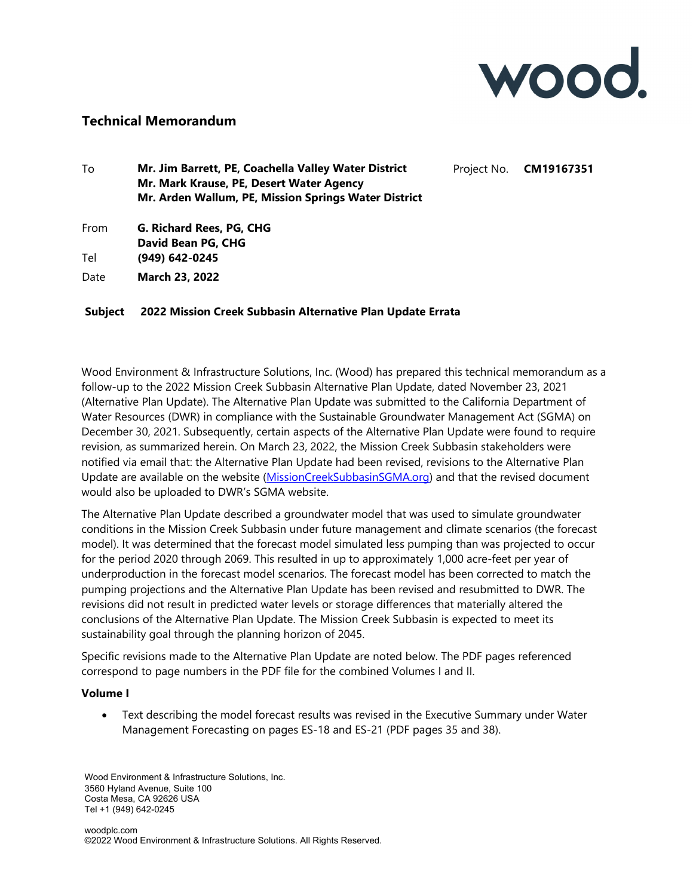wood.

## Technical Memorandum

| | | | |
|---|---|---|---|
| To | **Mr. Jim Barrett, PE, Coachella Valley Water District**<br>**Mr. Mark Krause, PE, Desert Water Agency**<br>**Mr. Arden Wallum, PE, Mission Springs Water District** | Project No. | **CM19167351** |
| From | **G. Richard Rees, PG, CHG**<br>**David Bean PG, CHG** | | |
| Tel | **(949) 642-0245** | | |
| Date | **March 23, 2022** | | |

**Subject 2022 Mission Creek Subbasin Alternative Plan Update Errata**

Wood Environment & Infrastructure Solutions, Inc. (Wood) has prepared this technical memorandum as a follow-up to the 2022 Mission Creek Subbasin Alternative Plan Update, dated November 23, 2021 (Alternative Plan Update). The Alternative Plan Update was submitted to the California Department of Water Resources (DWR) in compliance with the Sustainable Groundwater Management Act (SGMA) on December 30, 2021. Subsequently, certain aspects of the Alternative Plan Update were found to require revision, as summarized herein. On March 23, 2022, the Mission Creek Subbasin stakeholders were notified via email that: the Alternative Plan Update had been revised, revisions to the Alternative Plan Update are available on the website (MissionCreekSubbasinSGMA.org) and that the revised document would also be uploaded to DWR's SGMA website.

The Alternative Plan Update described a groundwater model that was used to simulate groundwater conditions in the Mission Creek Subbasin under future management and climate scenarios (the forecast model). It was determined that the forecast model simulated less pumping than was projected to occur for the period 2020 through 2069. This resulted in up to approximately 1,000 acre-feet per year of underproduction in the forecast model scenarios. The forecast model has been corrected to match the pumping projections and the Alternative Plan Update has been revised and resubmitted to DWR. The revisions did not result in predicted water levels or storage differences that materially altered the conclusions of the Alternative Plan Update. The Mission Creek Subbasin is expected to meet its sustainability goal through the planning horizon of 2045.

Specific revisions made to the Alternative Plan Update are noted below. The PDF pages referenced correspond to page numbers in the PDF file for the combined Volumes I and II.

**Volume I**

- Text describing the model forecast results was revised in the Executive Summary under Water Management Forecasting on pages ES-18 and ES-21 (PDF pages 35 and 38).

Wood Environment & Infrastructure Solutions, Inc.
3560 Hyland Avenue, Suite 100
Costa Mesa, CA 92626 USA
Tel +1 (949) 642-0245

woodplc.com
©2022 Wood Environment & Infrastructure Solutions. All Rights Reserved.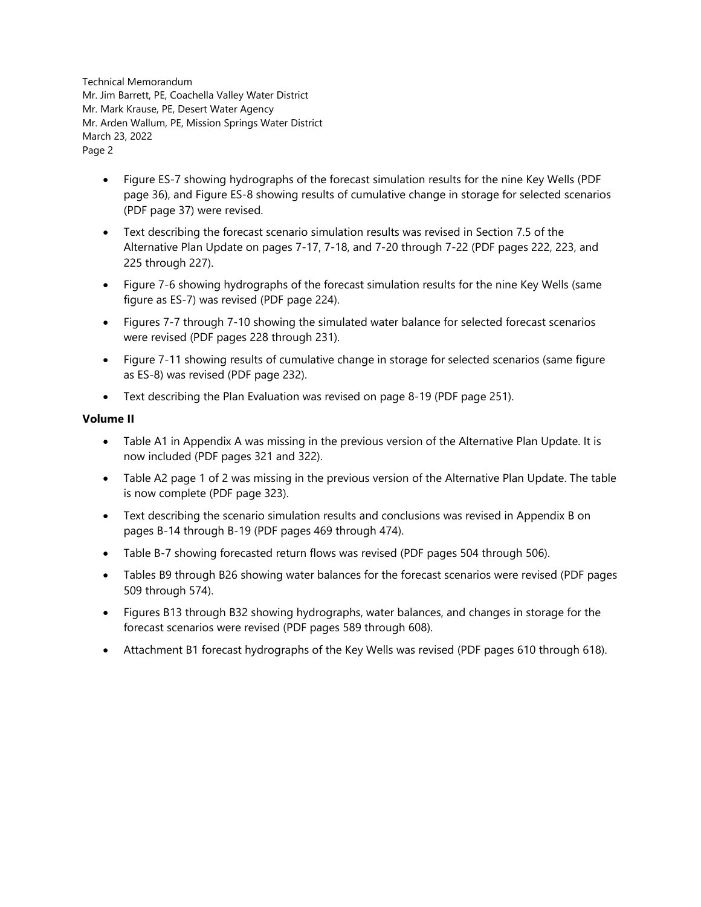- Figure ES-7 showing hydrographs of the forecast simulation results for the nine Key Wells (PDF page 36), and Figure ES-8 showing results of cumulative change in storage for selected scenarios (PDF page 37) were revised.
- Text describing the forecast scenario simulation results was revised in Section 7.5 of the Alternative Plan Update on pages 7-17, 7-18, and 7-20 through 7-22 (PDF pages 222, 223, and 225 through 227).
- Figure 7-6 showing hydrographs of the forecast simulation results for the nine Key Wells (same figure as ES-7) was revised (PDF page 224).
- Figures 7-7 through 7-10 showing the simulated water balance for selected forecast scenarios were revised (PDF pages 228 through 231).
- Figure 7-11 showing results of cumulative change in storage for selected scenarios (same figure as ES-8) was revised (PDF page 232).
- Text describing the Plan Evaluation was revised on page 8-19 (PDF page 251).

**Volume II**

- Table A1 in Appendix A was missing in the previous version of the Alternative Plan Update. It is now included (PDF pages 321 and 322).
- Table A2 page 1 of 2 was missing in the previous version of the Alternative Plan Update. The table is now complete (PDF page 323).
- Text describing the scenario simulation results and conclusions was revised in Appendix B on pages B-14 through B-19 (PDF pages 469 through 474).
- Table B-7 showing forecasted return flows was revised (PDF pages 504 through 506).
- Tables B9 through B26 showing water balances for the forecast scenarios were revised (PDF pages 509 through 574).
- Figures B13 through B32 showing hydrographs, water balances, and changes in storage for the forecast scenarios were revised (PDF pages 589 through 608).
- Attachment B1 forecast hydrographs of the Key Wells was revised (PDF pages 610 through 618).